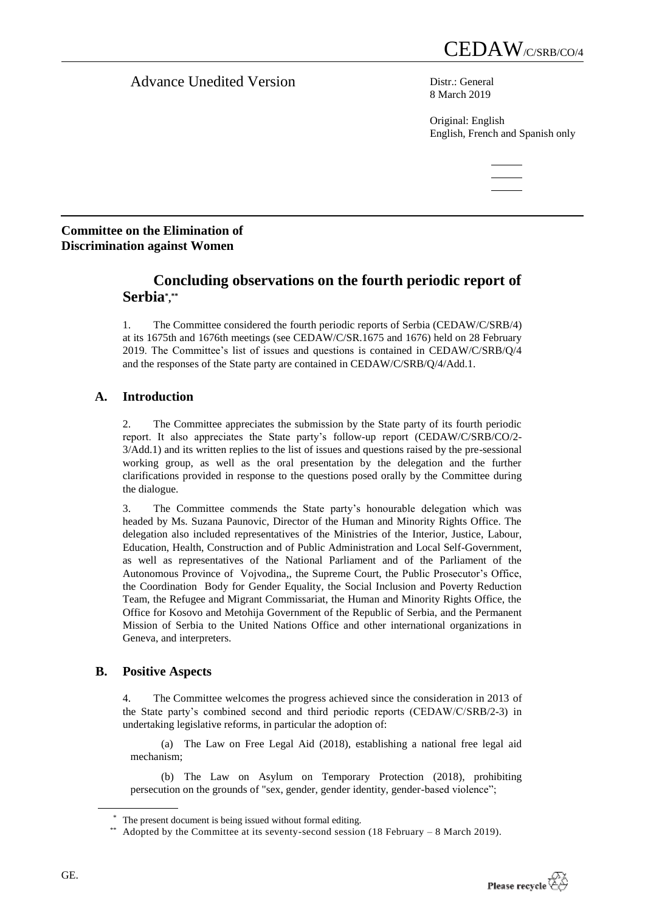# CEDAW/C/SRB/CO/4

Advance Unedited Version

Distr.: General
8 March 2019

Original: English
English, French and Spanish only

**Committee on the Elimination of Discrimination against Women**

## Concluding observations on the fourth periodic report of Serbia[*],[**]

1. The Committee considered the fourth periodic reports of Serbia (CEDAW/C/SRB/4) at its 1675th and 1676th meetings (see CEDAW/C/SR.1675 and 1676) held on 28 February 2019. The Committee's list of issues and questions is contained in CEDAW/C/SRB/Q/4 and the responses of the State party are contained in CEDAW/C/SRB/Q/4/Add.1.

### A. Introduction

2. The Committee appreciates the submission by the State party of its fourth periodic report. It also appreciates the State party's follow-up report (CEDAW/C/SRB/CO/2-3/Add.1) and its written replies to the list of issues and questions raised by the pre-sessional working group, as well as the oral presentation by the delegation and the further clarifications provided in response to the questions posed orally by the Committee during the dialogue.

3. The Committee commends the State party's honourable delegation which was headed by Ms. Suzana Paunovic, Director of the Human and Minority Rights Office. The delegation also included representatives of the Ministries of the Interior, Justice, Labour, Education, Health, Construction and of Public Administration and Local Self-Government, as well as representatives of the National Parliament and of the Parliament of the Autonomous Province of Vojvodina,, the Supreme Court, the Public Prosecutor's Office, the Coordination Body for Gender Equality, the Social Inclusion and Poverty Reduction Team, the Refugee and Migrant Commissariat, the Human and Minority Rights Office, the Office for Kosovo and Metohija Government of the Republic of Serbia, and the Permanent Mission of Serbia to the United Nations Office and other international organizations in Geneva, and interpreters.

### B. Positive Aspects

4. The Committee welcomes the progress achieved since the consideration in 2013 of the State party's combined second and third periodic reports (CEDAW/C/SRB/2-3) in undertaking legislative reforms, in particular the adoption of:

(a) The Law on Free Legal Aid (2018), establishing a national free legal aid mechanism;

(b) The Law on Asylum on Temporary Protection (2018), prohibiting persecution on the grounds of "sex, gender, gender identity, gender-based violence";

---

[*] The present document is being issued without formal editing.

[**] Adopted by the Committee at its seventy-second session (18 February – 8 March 2019).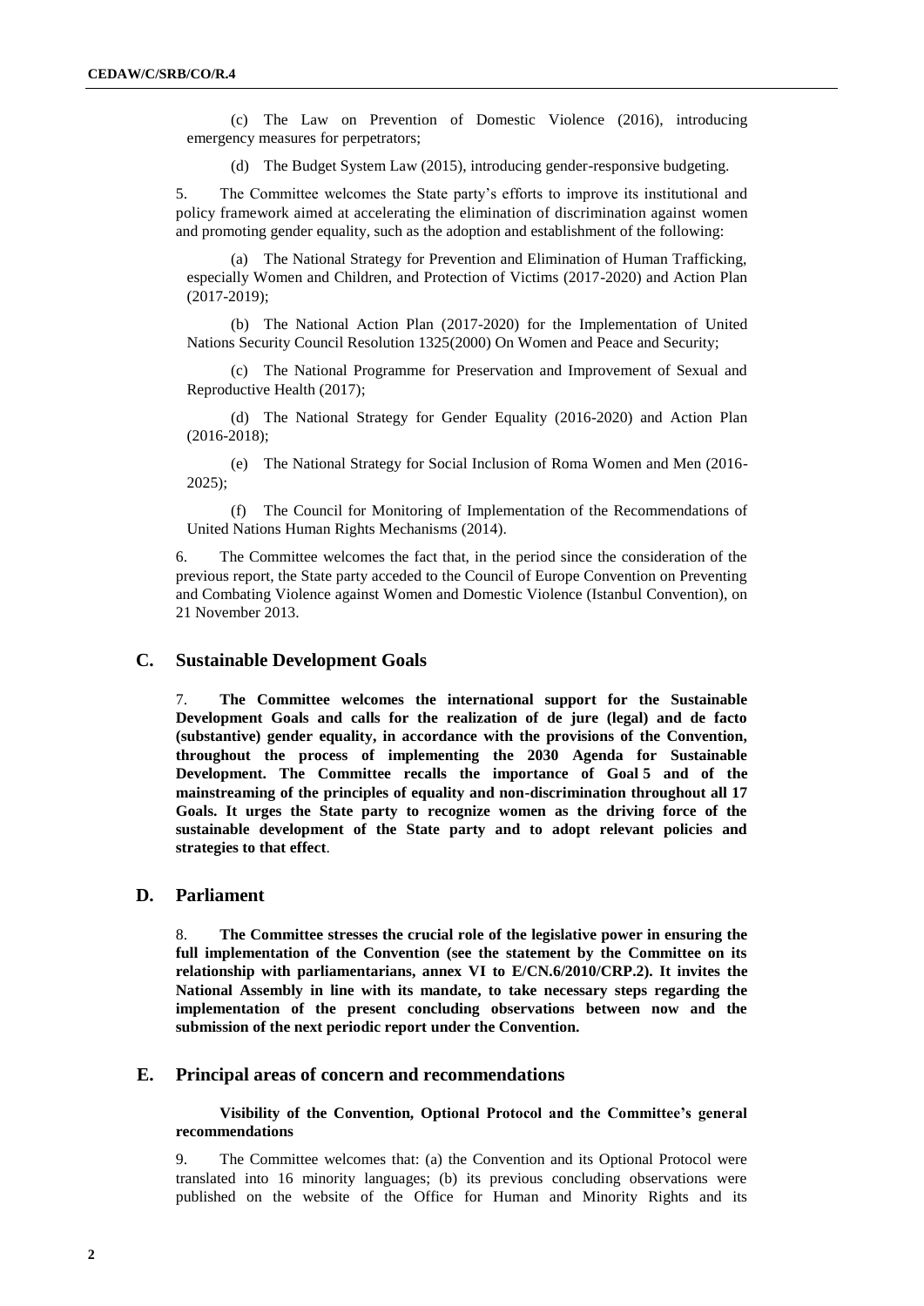(c) The Law on Prevention of Domestic Violence (2016), introducing emergency measures for perpetrators;

(d) The Budget System Law (2015), introducing gender-responsive budgeting.

5. The Committee welcomes the State party's efforts to improve its institutional and policy framework aimed at accelerating the elimination of discrimination against women and promoting gender equality, such as the adoption and establishment of the following:

(a) The National Strategy for Prevention and Elimination of Human Trafficking, especially Women and Children, and Protection of Victims (2017-2020) and Action Plan (2017-2019);

(b) The National Action Plan (2017-2020) for the Implementation of United Nations Security Council Resolution 1325(2000) On Women and Peace and Security;

(c) The National Programme for Preservation and Improvement of Sexual and Reproductive Health (2017);

(d) The National Strategy for Gender Equality (2016-2020) and Action Plan (2016-2018);

(e) The National Strategy for Social Inclusion of Roma Women and Men (2016-2025);

(f) The Council for Monitoring of Implementation of the Recommendations of United Nations Human Rights Mechanisms (2014).

6. The Committee welcomes the fact that, in the period since the consideration of the previous report, the State party acceded to the Council of Europe Convention on Preventing and Combating Violence against Women and Domestic Violence (Istanbul Convention), on 21 November 2013.

## C. Sustainable Development Goals

7. **The Committee welcomes the international support for the Sustainable Development Goals and calls for the realization of de jure (legal) and de facto (substantive) gender equality, in accordance with the provisions of the Convention, throughout the process of implementing the 2030 Agenda for Sustainable Development. The Committee recalls the importance of Goal 5 and of the mainstreaming of the principles of equality and non-discrimination throughout all 17 Goals. It urges the State party to recognize women as the driving force of the sustainable development of the State party and to adopt relevant policies and strategies to that effect**.

## D. Parliament

8. **The Committee stresses the crucial role of the legislative power in ensuring the full implementation of the Convention (see the statement by the Committee on its relationship with parliamentarians, annex VI to E/CN.6/2010/CRP.2). It invites the National Assembly in line with its mandate, to take necessary steps regarding the implementation of the present concluding observations between now and the submission of the next periodic report under the Convention.**

## E. Principal areas of concern and recommendations

### Visibility of the Convention, Optional Protocol and the Committee's general recommendations

9. The Committee welcomes that: (a) the Convention and its Optional Protocol were translated into 16 minority languages; (b) its previous concluding observations were published on the website of the Office for Human and Minority Rights and its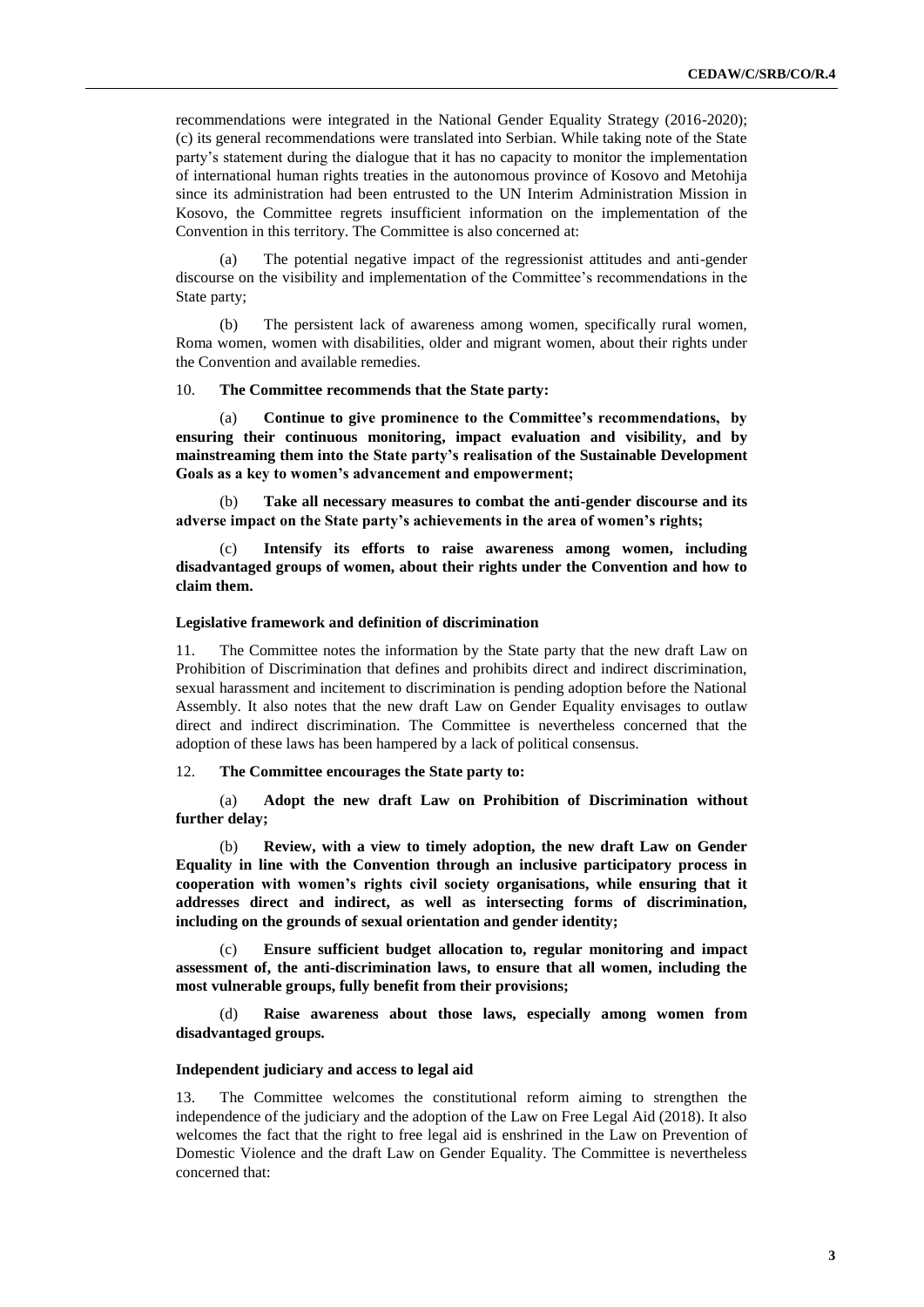recommendations were integrated in the National Gender Equality Strategy (2016-2020); (c) its general recommendations were translated into Serbian. While taking note of the State party's statement during the dialogue that it has no capacity to monitor the implementation of international human rights treaties in the autonomous province of Kosovo and Metohija since its administration had been entrusted to the UN Interim Administration Mission in Kosovo, the Committee regrets insufficient information on the implementation of the Convention in this territory. The Committee is also concerned at:

(a) The potential negative impact of the regressionist attitudes and anti-gender discourse on the visibility and implementation of the Committee's recommendations in the State party;

(b) The persistent lack of awareness among women, specifically rural women, Roma women, women with disabilities, older and migrant women, about their rights under the Convention and available remedies.

10. **The Committee recommends that the State party:**

(a) **Continue to give prominence to the Committee's recommendations, by ensuring their continuous monitoring, impact evaluation and visibility, and by mainstreaming them into the State party's realisation of the Sustainable Development Goals as a key to women's advancement and empowerment;**

(b) **Take all necessary measures to combat the anti-gender discourse and its adverse impact on the State party's achievements in the area of women's rights;**

(c) **Intensify its efforts to raise awareness among women, including disadvantaged groups of women, about their rights under the Convention and how to claim them.**

#### Legislative framework and definition of discrimination

11. The Committee notes the information by the State party that the new draft Law on Prohibition of Discrimination that defines and prohibits direct and indirect discrimination, sexual harassment and incitement to discrimination is pending adoption before the National Assembly. It also notes that the new draft Law on Gender Equality envisages to outlaw direct and indirect discrimination. The Committee is nevertheless concerned that the adoption of these laws has been hampered by a lack of political consensus.

12. **The Committee encourages the State party to:**

(a) **Adopt the new draft Law on Prohibition of Discrimination without further delay;**

(b) **Review, with a view to timely adoption, the new draft Law on Gender Equality in line with the Convention through an inclusive participatory process in cooperation with women's rights civil society organisations, while ensuring that it addresses direct and indirect, as well as intersecting forms of discrimination, including on the grounds of sexual orientation and gender identity;**

(c) **Ensure sufficient budget allocation to, regular monitoring and impact assessment of, the anti-discrimination laws, to ensure that all women, including the most vulnerable groups, fully benefit from their provisions;**

(d) **Raise awareness about those laws, especially among women from disadvantaged groups.**

#### Independent judiciary and access to legal aid

13. The Committee welcomes the constitutional reform aiming to strengthen the independence of the judiciary and the adoption of the Law on Free Legal Aid (2018). It also welcomes the fact that the right to free legal aid is enshrined in the Law on Prevention of Domestic Violence and the draft Law on Gender Equality. The Committee is nevertheless concerned that: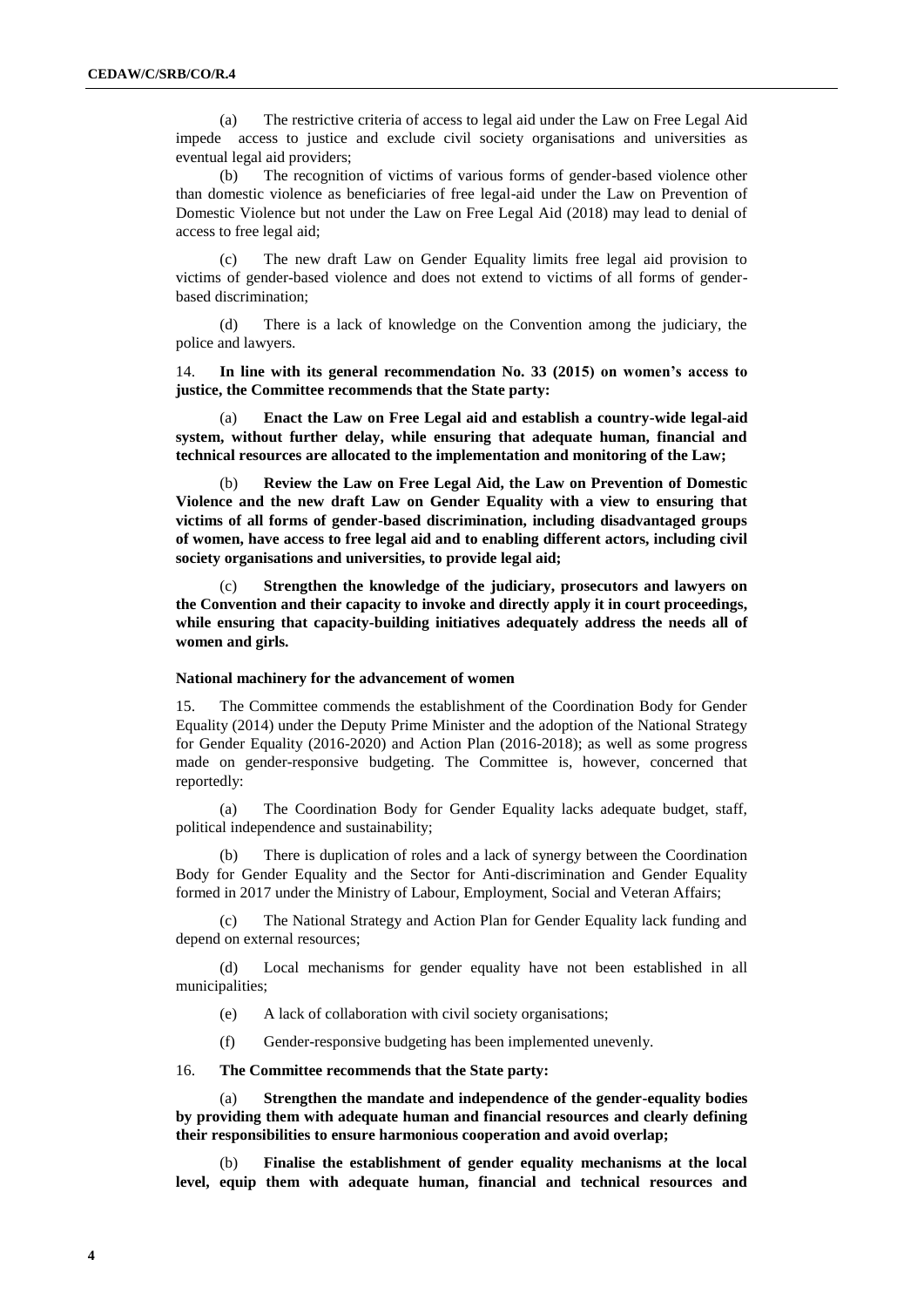(a) The restrictive criteria of access to legal aid under the Law on Free Legal Aid impede access to justice and exclude civil society organisations and universities as eventual legal aid providers;

(b) The recognition of victims of various forms of gender-based violence other than domestic violence as beneficiaries of free legal-aid under the Law on Prevention of Domestic Violence but not under the Law on Free Legal Aid (2018) may lead to denial of access to free legal aid;

(c) The new draft Law on Gender Equality limits free legal aid provision to victims of gender-based violence and does not extend to victims of all forms of gender-based discrimination;

(d) There is a lack of knowledge on the Convention among the judiciary, the police and lawyers.

14. **In line with its general recommendation No. 33 (2015) on women's access to justice, the Committee recommends that the State party:**

(a) **Enact the Law on Free Legal aid and establish a country-wide legal-aid system, without further delay, while ensuring that adequate human, financial and technical resources are allocated to the implementation and monitoring of the Law;**

(b) **Review the Law on Free Legal Aid, the Law on Prevention of Domestic Violence and the new draft Law on Gender Equality with a view to ensuring that victims of all forms of gender-based discrimination, including disadvantaged groups of women, have access to free legal aid and to enabling different actors, including civil society organisations and universities, to provide legal aid;**

(c) **Strengthen the knowledge of the judiciary, prosecutors and lawyers on the Convention and their capacity to invoke and directly apply it in court proceedings, while ensuring that capacity-building initiatives adequately address the needs all of women and girls.**

### National machinery for the advancement of women

15. The Committee commends the establishment of the Coordination Body for Gender Equality (2014) under the Deputy Prime Minister and the adoption of the National Strategy for Gender Equality (2016-2020) and Action Plan (2016-2018); as well as some progress made on gender-responsive budgeting. The Committee is, however, concerned that reportedly:

(a) The Coordination Body for Gender Equality lacks adequate budget, staff, political independence and sustainability;

(b) There is duplication of roles and a lack of synergy between the Coordination Body for Gender Equality and the Sector for Anti-discrimination and Gender Equality formed in 2017 under the Ministry of Labour, Employment, Social and Veteran Affairs;

(c) The National Strategy and Action Plan for Gender Equality lack funding and depend on external resources;

(d) Local mechanisms for gender equality have not been established in all municipalities;

(e) A lack of collaboration with civil society organisations;

(f) Gender-responsive budgeting has been implemented unevenly.

16. **The Committee recommends that the State party:**

(a) **Strengthen the mandate and independence of the gender-equality bodies by providing them with adequate human and financial resources and clearly defining their responsibilities to ensure harmonious cooperation and avoid overlap;**

(b) **Finalise the establishment of gender equality mechanisms at the local level, equip them with adequate human, financial and technical resources and**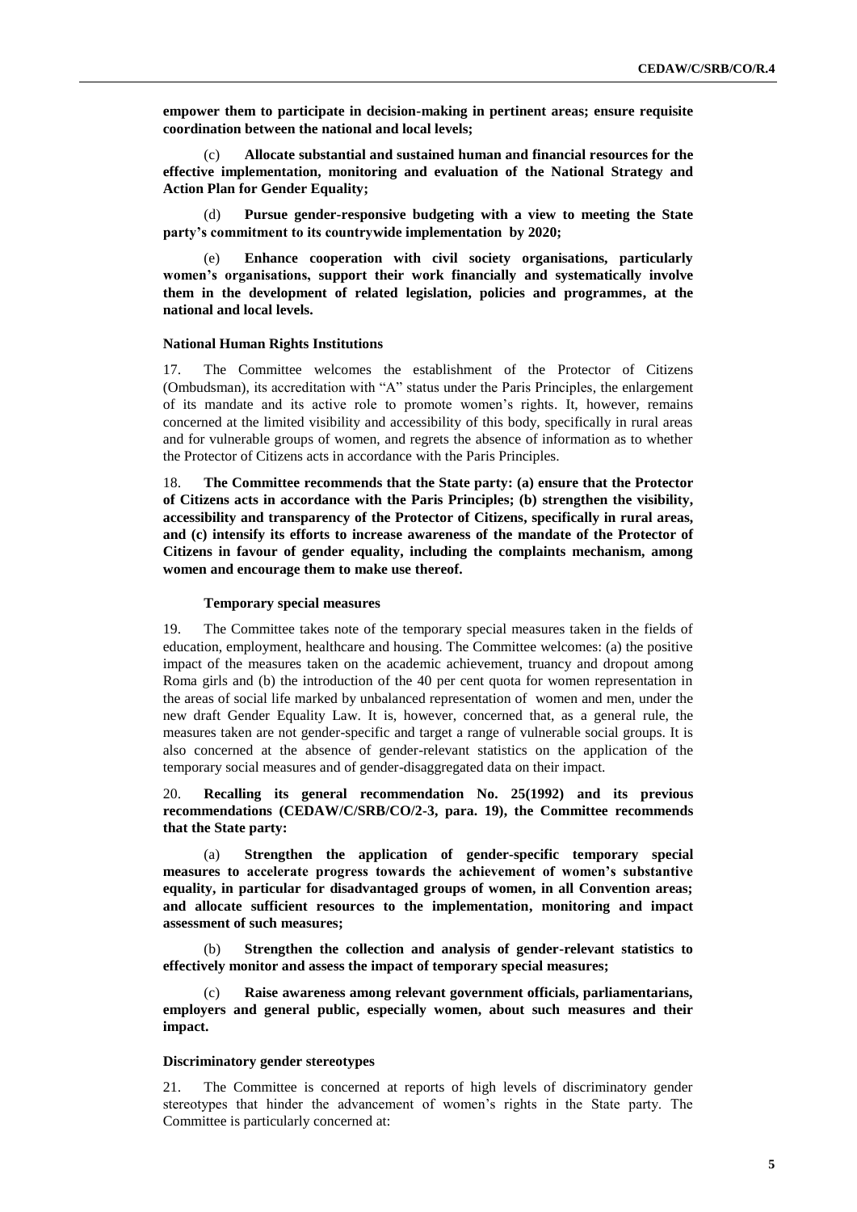**empower them to participate in decision-making in pertinent areas; ensure requisite coordination between the national and local levels;**

(c) **Allocate substantial and sustained human and financial resources for the effective implementation, monitoring and evaluation of the National Strategy and Action Plan for Gender Equality;**

(d) **Pursue gender-responsive budgeting with a view to meeting the State party's commitment to its countrywide implementation by 2020;**

(e) **Enhance cooperation with civil society organisations, particularly women's organisations, support their work financially and systematically involve them in the development of related legislation, policies and programmes, at the national and local levels.**

### National Human Rights Institutions

17. The Committee welcomes the establishment of the Protector of Citizens (Ombudsman), its accreditation with "A" status under the Paris Principles, the enlargement of its mandate and its active role to promote women's rights. It, however, remains concerned at the limited visibility and accessibility of this body, specifically in rural areas and for vulnerable groups of women, and regrets the absence of information as to whether the Protector of Citizens acts in accordance with the Paris Principles.

18. **The Committee recommends that the State party: (a) ensure that the Protector of Citizens acts in accordance with the Paris Principles; (b) strengthen the visibility, accessibility and transparency of the Protector of Citizens, specifically in rural areas, and (c) intensify its efforts to increase awareness of the mandate of the Protector of Citizens in favour of gender equality, including the complaints mechanism, among women and encourage them to make use thereof.**

### Temporary special measures

19. The Committee takes note of the temporary special measures taken in the fields of education, employment, healthcare and housing. The Committee welcomes: (a) the positive impact of the measures taken on the academic achievement, truancy and dropout among Roma girls and (b) the introduction of the 40 per cent quota for women representation in the areas of social life marked by unbalanced representation of women and men, under the new draft Gender Equality Law. It is, however, concerned that, as a general rule, the measures taken are not gender-specific and target a range of vulnerable social groups. It is also concerned at the absence of gender-relevant statistics on the application of the temporary social measures and of gender-disaggregated data on their impact.

20. **Recalling its general recommendation No. 25(1992) and its previous recommendations (CEDAW/C/SRB/CO/2-3, para. 19), the Committee recommends that the State party:**

(a) **Strengthen the application of gender-specific temporary special measures to accelerate progress towards the achievement of women's substantive equality, in particular for disadvantaged groups of women, in all Convention areas; and allocate sufficient resources to the implementation, monitoring and impact assessment of such measures;**

(b) **Strengthen the collection and analysis of gender-relevant statistics to effectively monitor and assess the impact of temporary special measures;**

(c) **Raise awareness among relevant government officials, parliamentarians, employers and general public, especially women, about such measures and their impact.**

### Discriminatory gender stereotypes

21. The Committee is concerned at reports of high levels of discriminatory gender stereotypes that hinder the advancement of women's rights in the State party. The Committee is particularly concerned at: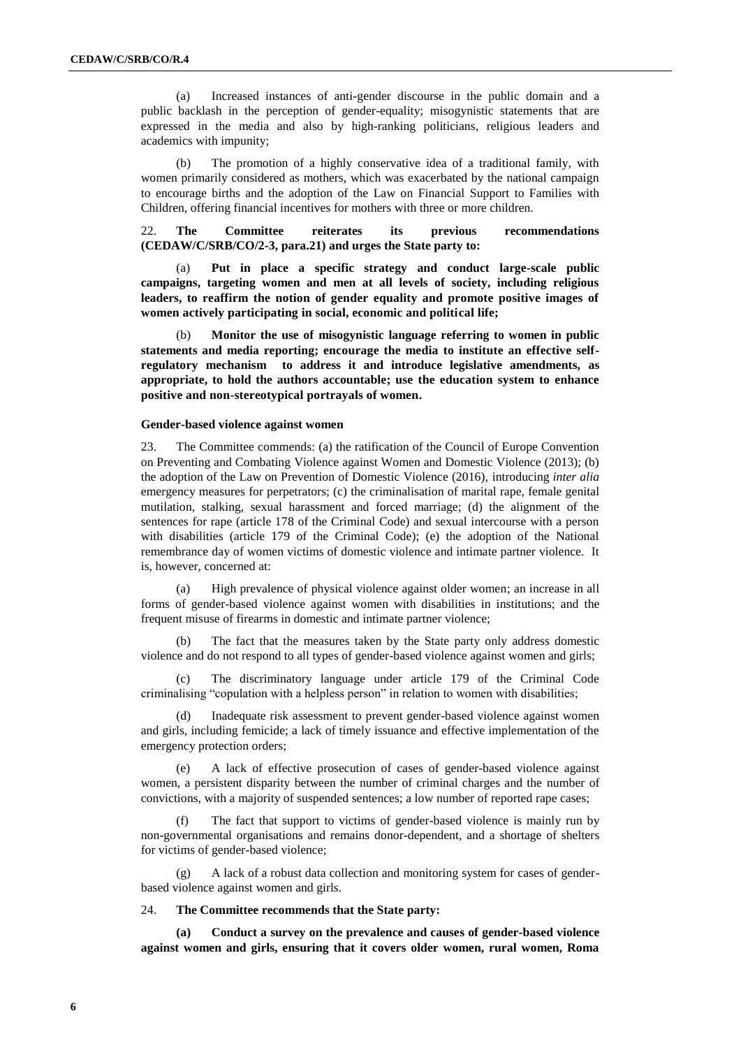(a) Increased instances of anti-gender discourse in the public domain and a public backlash in the perception of gender-equality; misogynistic statements that are expressed in the media and also by high-ranking politicians, religious leaders and academics with impunity;

(b) The promotion of a highly conservative idea of a traditional family, with women primarily considered as mothers, which was exacerbated by the national campaign to encourage births and the adoption of the Law on Financial Support to Families with Children, offering financial incentives for mothers with three or more children.

22. **The Committee reiterates its previous recommendations (CEDAW/C/SRB/CO/2-3, para.21) and urges the State party to:**

**(a) Put in place a specific strategy and conduct large-scale public campaigns, targeting women and men at all levels of society, including religious leaders, to reaffirm the notion of gender equality and promote positive images of women actively participating in social, economic and political life;**

**(b) Monitor the use of misogynistic language referring to women in public statements and media reporting; encourage the media to institute an effective self-regulatory mechanism to address it and introduce legislative amendments, as appropriate, to hold the authors accountable; use the education system to enhance positive and non-stereotypical portrayals of women.**

### Gender-based violence against women

23. The Committee commends: (a) the ratification of the Council of Europe Convention on Preventing and Combating Violence against Women and Domestic Violence (2013); (b) the adoption of the Law on Prevention of Domestic Violence (2016), introducing *inter alia* emergency measures for perpetrators; (c) the criminalisation of marital rape, female genital mutilation, stalking, sexual harassment and forced marriage; (d) the alignment of the sentences for rape (article 178 of the Criminal Code) and sexual intercourse with a person with disabilities (article 179 of the Criminal Code); (e) the adoption of the National remembrance day of women victims of domestic violence and intimate partner violence. It is, however, concerned at:

(a) High prevalence of physical violence against older women; an increase in all forms of gender-based violence against women with disabilities in institutions; and the frequent misuse of firearms in domestic and intimate partner violence;

(b) The fact that the measures taken by the State party only address domestic violence and do not respond to all types of gender-based violence against women and girls;

(c) The discriminatory language under article 179 of the Criminal Code criminalising "copulation with a helpless person" in relation to women with disabilities;

(d) Inadequate risk assessment to prevent gender-based violence against women and girls, including femicide; a lack of timely issuance and effective implementation of the emergency protection orders;

(e) A lack of effective prosecution of cases of gender-based violence against women, a persistent disparity between the number of criminal charges and the number of convictions, with a majority of suspended sentences; a low number of reported rape cases;

(f) The fact that support to victims of gender-based violence is mainly run by non-governmental organisations and remains donor-dependent, and a shortage of shelters for victims of gender-based violence;

(g) A lack of a robust data collection and monitoring system for cases of gender-based violence against women and girls.

24. **The Committee recommends that the State party:**

**(a) Conduct a survey on the prevalence and causes of gender-based violence against women and girls, ensuring that it covers older women, rural women, Roma**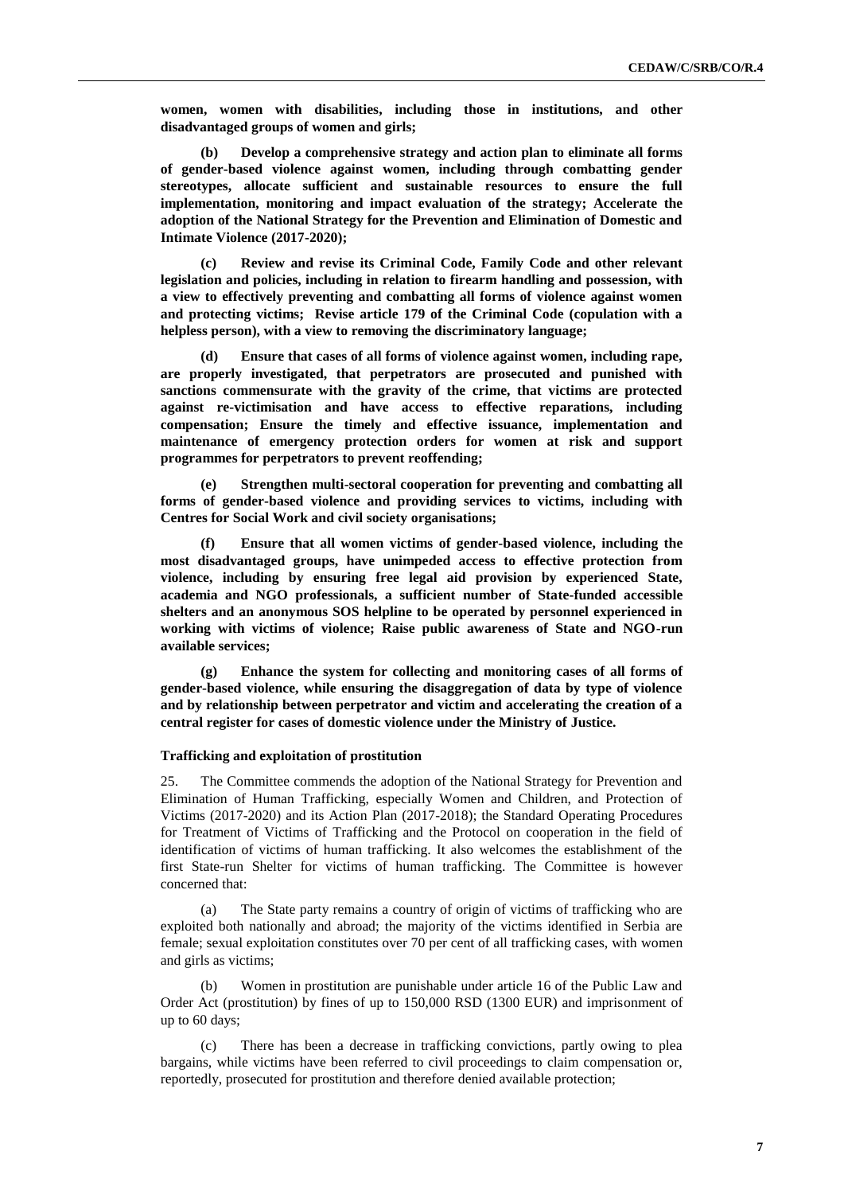**women, women with disabilities, including those in institutions, and other disadvantaged groups of women and girls;**

**(b) Develop a comprehensive strategy and action plan to eliminate all forms of gender-based violence against women, including through combatting gender stereotypes, allocate sufficient and sustainable resources to ensure the full implementation, monitoring and impact evaluation of the strategy; Accelerate the adoption of the National Strategy for the Prevention and Elimination of Domestic and Intimate Violence (2017-2020);**

**(c) Review and revise its Criminal Code, Family Code and other relevant legislation and policies, including in relation to firearm handling and possession, with a view to effectively preventing and combatting all forms of violence against women and protecting victims; Revise article 179 of the Criminal Code (copulation with a helpless person), with a view to removing the discriminatory language;**

**(d) Ensure that cases of all forms of violence against women, including rape, are properly investigated, that perpetrators are prosecuted and punished with sanctions commensurate with the gravity of the crime, that victims are protected against re-victimisation and have access to effective reparations, including compensation; Ensure the timely and effective issuance, implementation and maintenance of emergency protection orders for women at risk and support programmes for perpetrators to prevent reoffending;**

**(e) Strengthen multi-sectoral cooperation for preventing and combatting all forms of gender-based violence and providing services to victims, including with Centres for Social Work and civil society organisations;**

**(f) Ensure that all women victims of gender-based violence, including the most disadvantaged groups, have unimpeded access to effective protection from violence, including by ensuring free legal aid provision by experienced State, academia and NGO professionals, a sufficient number of State-funded accessible shelters and an anonymous SOS helpline to be operated by personnel experienced in working with victims of violence; Raise public awareness of State and NGO-run available services;**

**(g) Enhance the system for collecting and monitoring cases of all forms of gender-based violence, while ensuring the disaggregation of data by type of violence and by relationship between perpetrator and victim and accelerating the creation of a central register for cases of domestic violence under the Ministry of Justice.**

### Trafficking and exploitation of prostitution

25. The Committee commends the adoption of the National Strategy for Prevention and Elimination of Human Trafficking, especially Women and Children, and Protection of Victims (2017-2020) and its Action Plan (2017-2018); the Standard Operating Procedures for Treatment of Victims of Trafficking and the Protocol on cooperation in the field of identification of victims of human trafficking. It also welcomes the establishment of the first State-run Shelter for victims of human trafficking. The Committee is however concerned that:

(a) The State party remains a country of origin of victims of trafficking who are exploited both nationally and abroad; the majority of the victims identified in Serbia are female; sexual exploitation constitutes over 70 per cent of all trafficking cases, with women and girls as victims;

(b) Women in prostitution are punishable under article 16 of the Public Law and Order Act (prostitution) by fines of up to 150,000 RSD (1300 EUR) and imprisonment of up to 60 days;

(c) There has been a decrease in trafficking convictions, partly owing to plea bargains, while victims have been referred to civil proceedings to claim compensation or, reportedly, prosecuted for prostitution and therefore denied available protection;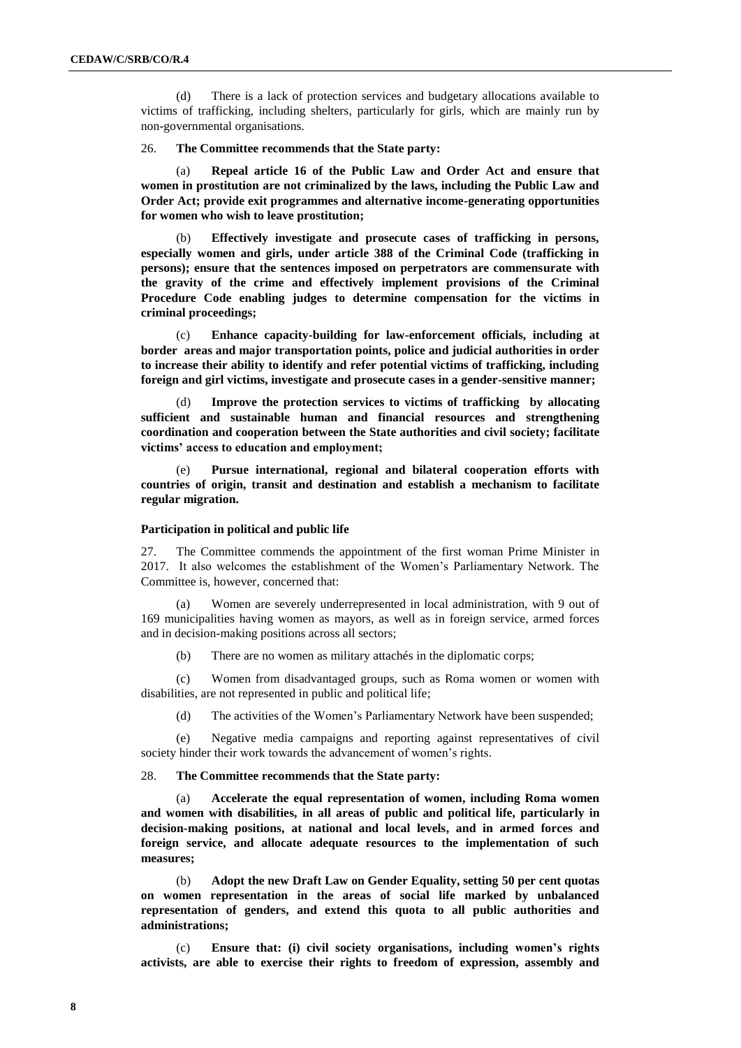(d) There is a lack of protection services and budgetary allocations available to victims of trafficking, including shelters, particularly for girls, which are mainly run by non-governmental organisations.

26. **The Committee recommends that the State party:**

(a) **Repeal article 16 of the Public Law and Order Act and ensure that women in prostitution are not criminalized by the laws, including the Public Law and Order Act; provide exit programmes and alternative income-generating opportunities for women who wish to leave prostitution;**

(b) **Effectively investigate and prosecute cases of trafficking in persons, especially women and girls, under article 388 of the Criminal Code (trafficking in persons); ensure that the sentences imposed on perpetrators are commensurate with the gravity of the crime and effectively implement provisions of the Criminal Procedure Code enabling judges to determine compensation for the victims in criminal proceedings;**

(c) **Enhance capacity-building for law-enforcement officials, including at border areas and major transportation points, police and judicial authorities in order to increase their ability to identify and refer potential victims of trafficking, including foreign and girl victims, investigate and prosecute cases in a gender-sensitive manner;**

(d) **Improve the protection services to victims of trafficking by allocating sufficient and sustainable human and financial resources and strengthening coordination and cooperation between the State authorities and civil society; facilitate victims' access to education and employment;**

(e) **Pursue international, regional and bilateral cooperation efforts with countries of origin, transit and destination and establish a mechanism to facilitate regular migration.**

### Participation in political and public life

27. The Committee commends the appointment of the first woman Prime Minister in 2017. It also welcomes the establishment of the Women's Parliamentary Network. The Committee is, however, concerned that:

(a) Women are severely underrepresented in local administration, with 9 out of 169 municipalities having women as mayors, as well as in foreign service, armed forces and in decision-making positions across all sectors;

(b) There are no women as military attachés in the diplomatic corps;

(c) Women from disadvantaged groups, such as Roma women or women with disabilities, are not represented in public and political life;

(d) The activities of the Women's Parliamentary Network have been suspended;

(e) Negative media campaigns and reporting against representatives of civil society hinder their work towards the advancement of women's rights.

28. **The Committee recommends that the State party:**

(a) **Accelerate the equal representation of women, including Roma women and women with disabilities, in all areas of public and political life, particularly in decision-making positions, at national and local levels, and in armed forces and foreign service, and allocate adequate resources to the implementation of such measures;**

(b) **Adopt the new Draft Law on Gender Equality, setting 50 per cent quotas on women representation in the areas of social life marked by unbalanced representation of genders, and extend this quota to all public authorities and administrations;**

(c) **Ensure that: (i) civil society organisations, including women's rights activists, are able to exercise their rights to freedom of expression, assembly and**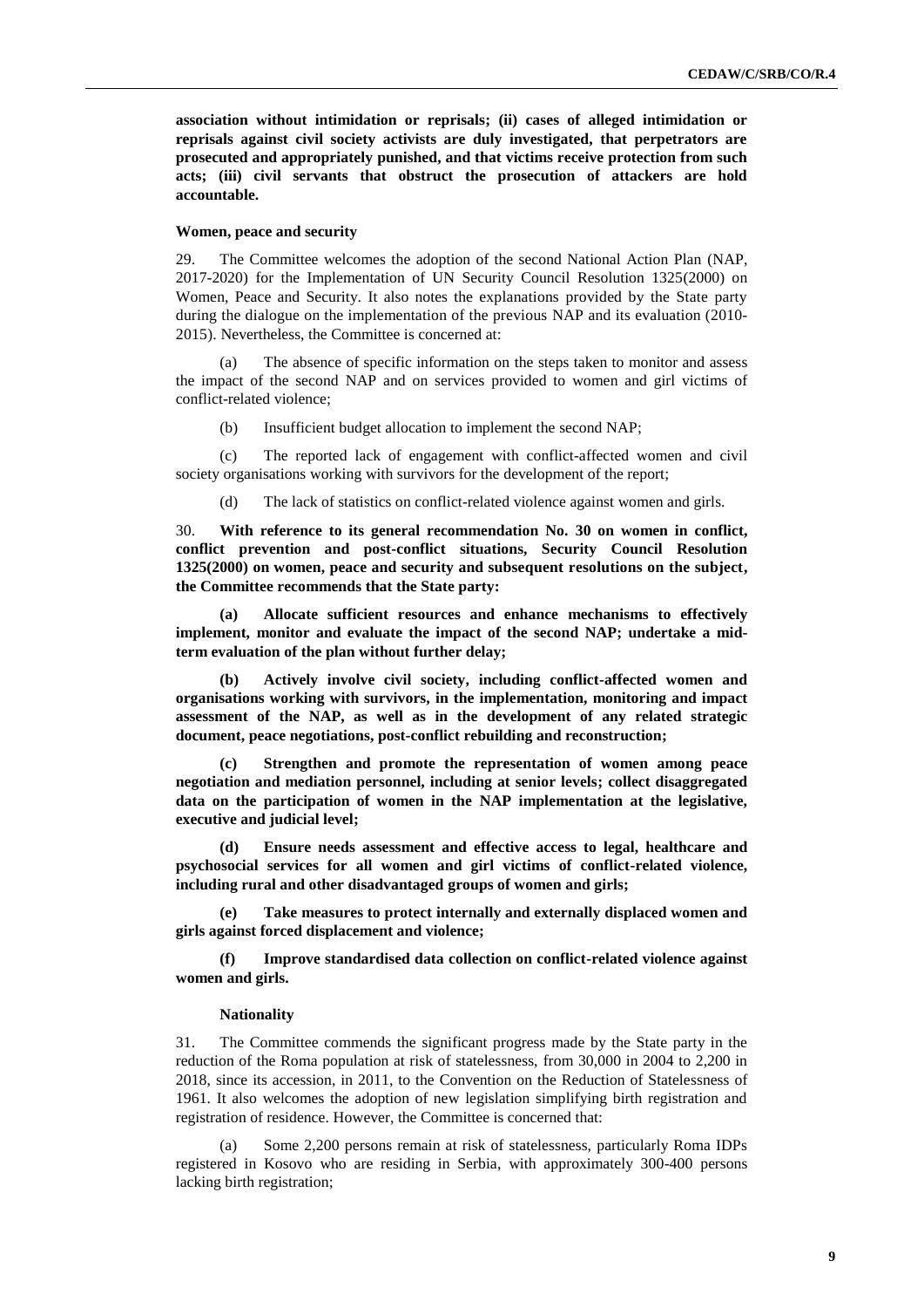**association without intimidation or reprisals; (ii) cases of alleged intimidation or reprisals against civil society activists are duly investigated, that perpetrators are prosecuted and appropriately punished, and that victims receive protection from such acts; (iii) civil servants that obstruct the prosecution of attackers are hold accountable.**

#### Women, peace and security

29. The Committee welcomes the adoption of the second National Action Plan (NAP, 2017-2020) for the Implementation of UN Security Council Resolution 1325(2000) on Women, Peace and Security. It also notes the explanations provided by the State party during the dialogue on the implementation of the previous NAP and its evaluation (2010-2015). Nevertheless, the Committee is concerned at:

(a) The absence of specific information on the steps taken to monitor and assess the impact of the second NAP and on services provided to women and girl victims of conflict-related violence;

(b) Insufficient budget allocation to implement the second NAP;

(c) The reported lack of engagement with conflict-affected women and civil society organisations working with survivors for the development of the report;

(d) The lack of statistics on conflict-related violence against women and girls.

30. **With reference to its general recommendation No. 30 on women in conflict, conflict prevention and post-conflict situations, Security Council Resolution 1325(2000) on women, peace and security and subsequent resolutions on the subject, the Committee recommends that the State party:**

**(a) Allocate sufficient resources and enhance mechanisms to effectively implement, monitor and evaluate the impact of the second NAP; undertake a mid-term evaluation of the plan without further delay;**

**(b) Actively involve civil society, including conflict-affected women and organisations working with survivors, in the implementation, monitoring and impact assessment of the NAP, as well as in the development of any related strategic document, peace negotiations, post-conflict rebuilding and reconstruction;**

**(c) Strengthen and promote the representation of women among peace negotiation and mediation personnel, including at senior levels; collect disaggregated data on the participation of women in the NAP implementation at the legislative, executive and judicial level;**

**(d) Ensure needs assessment and effective access to legal, healthcare and psychosocial services for all women and girl victims of conflict-related violence, including rural and other disadvantaged groups of women and girls;**

**(e) Take measures to protect internally and externally displaced women and girls against forced displacement and violence;**

**(f) Improve standardised data collection on conflict-related violence against women and girls.**

#### Nationality

31. The Committee commends the significant progress made by the State party in the reduction of the Roma population at risk of statelessness, from 30,000 in 2004 to 2,200 in 2018, since its accession, in 2011, to the Convention on the Reduction of Statelessness of 1961. It also welcomes the adoption of new legislation simplifying birth registration and registration of residence. However, the Committee is concerned that:

(a) Some 2,200 persons remain at risk of statelessness, particularly Roma IDPs registered in Kosovo who are residing in Serbia, with approximately 300-400 persons lacking birth registration;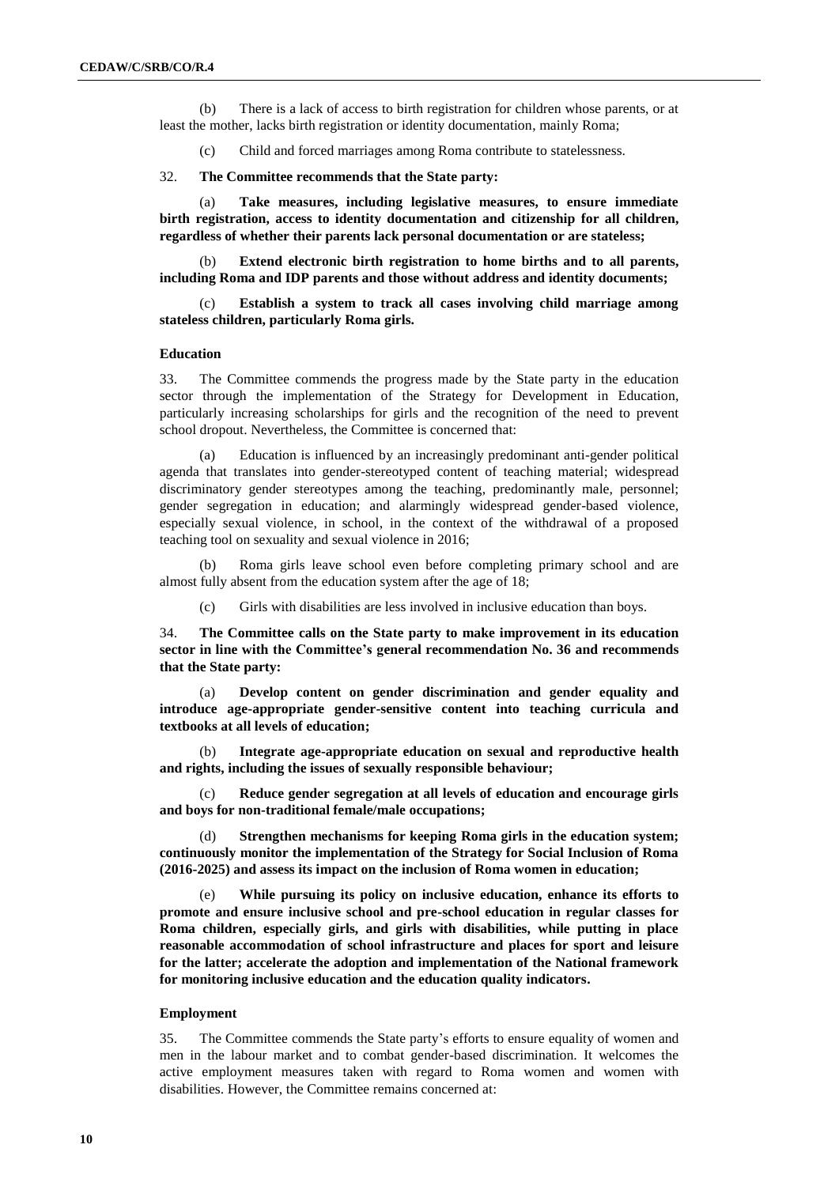(b) There is a lack of access to birth registration for children whose parents, or at least the mother, lacks birth registration or identity documentation, mainly Roma;

(c) Child and forced marriages among Roma contribute to statelessness.

32. **The Committee recommends that the State party:**

(a) **Take measures, including legislative measures, to ensure immediate birth registration, access to identity documentation and citizenship for all children, regardless of whether their parents lack personal documentation or are stateless;**

(b) **Extend electronic birth registration to home births and to all parents, including Roma and IDP parents and those without address and identity documents;**

(c) **Establish a system to track all cases involving child marriage among stateless children, particularly Roma girls.**

### Education

33. The Committee commends the progress made by the State party in the education sector through the implementation of the Strategy for Development in Education, particularly increasing scholarships for girls and the recognition of the need to prevent school dropout. Nevertheless, the Committee is concerned that:

(a) Education is influenced by an increasingly predominant anti-gender political agenda that translates into gender-stereotyped content of teaching material; widespread discriminatory gender stereotypes among the teaching, predominantly male, personnel; gender segregation in education; and alarmingly widespread gender-based violence, especially sexual violence, in school, in the context of the withdrawal of a proposed teaching tool on sexuality and sexual violence in 2016;

(b) Roma girls leave school even before completing primary school and are almost fully absent from the education system after the age of 18;

(c) Girls with disabilities are less involved in inclusive education than boys.

34. **The Committee calls on the State party to make improvement in its education sector in line with the Committee's general recommendation No. 36 and recommends that the State party:**

(a) **Develop content on gender discrimination and gender equality and introduce age-appropriate gender-sensitive content into teaching curricula and textbooks at all levels of education;**

(b) **Integrate age-appropriate education on sexual and reproductive health and rights, including the issues of sexually responsible behaviour;**

(c) **Reduce gender segregation at all levels of education and encourage girls and boys for non-traditional female/male occupations;**

(d) **Strengthen mechanisms for keeping Roma girls in the education system; continuously monitor the implementation of the Strategy for Social Inclusion of Roma (2016-2025) and assess its impact on the inclusion of Roma women in education;**

(e) **While pursuing its policy on inclusive education, enhance its efforts to promote and ensure inclusive school and pre-school education in regular classes for Roma children, especially girls, and girls with disabilities, while putting in place reasonable accommodation of school infrastructure and places for sport and leisure for the latter; accelerate the adoption and implementation of the National framework for monitoring inclusive education and the education quality indicators.**

### Employment

35. The Committee commends the State party's efforts to ensure equality of women and men in the labour market and to combat gender-based discrimination. It welcomes the active employment measures taken with regard to Roma women and women with disabilities. However, the Committee remains concerned at: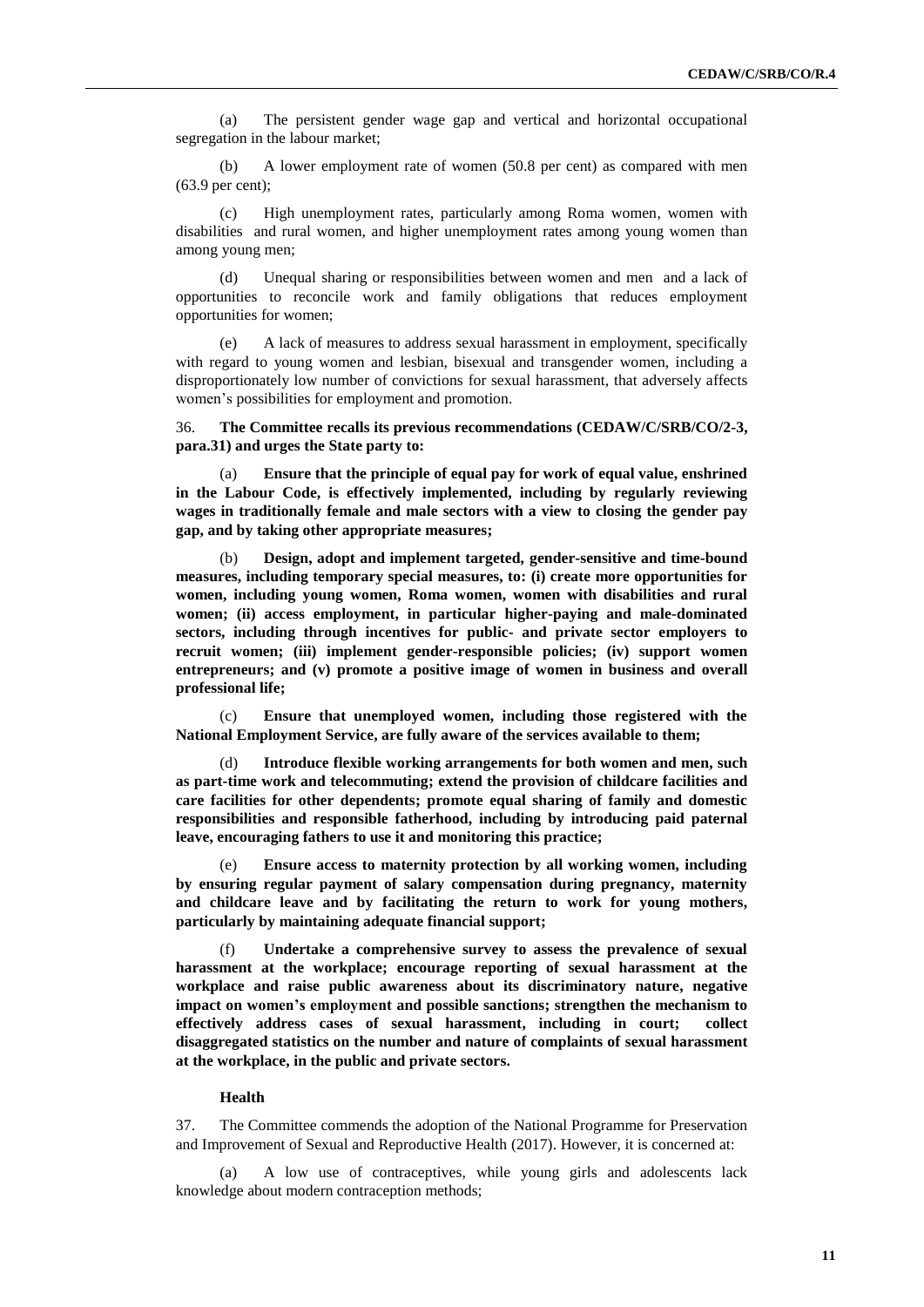(a) The persistent gender wage gap and vertical and horizontal occupational segregation in the labour market;

(b) A lower employment rate of women (50.8 per cent) as compared with men (63.9 per cent);

(c) High unemployment rates, particularly among Roma women, women with disabilities and rural women, and higher unemployment rates among young women than among young men;

(d) Unequal sharing or responsibilities between women and men and a lack of opportunities to reconcile work and family obligations that reduces employment opportunities for women;

(e) A lack of measures to address sexual harassment in employment, specifically with regard to young women and lesbian, bisexual and transgender women, including a disproportionately low number of convictions for sexual harassment, that adversely affects women's possibilities for employment and promotion.

36. **The Committee recalls its previous recommendations (CEDAW/C/SRB/CO/2-3, para.31) and urges the State party to:**

(a) **Ensure that the principle of equal pay for work of equal value, enshrined in the Labour Code, is effectively implemented, including by regularly reviewing wages in traditionally female and male sectors with a view to closing the gender pay gap, and by taking other appropriate measures;**

(b) **Design, adopt and implement targeted, gender-sensitive and time-bound measures, including temporary special measures, to: (i) create more opportunities for women, including young women, Roma women, women with disabilities and rural women; (ii) access employment, in particular higher-paying and male-dominated sectors, including through incentives for public- and private sector employers to recruit women; (iii) implement gender-responsible policies; (iv) support women entrepreneurs; and (v) promote a positive image of women in business and overall professional life;**

(c) **Ensure that unemployed women, including those registered with the National Employment Service, are fully aware of the services available to them;**

(d) **Introduce flexible working arrangements for both women and men, such as part-time work and telecommuting; extend the provision of childcare facilities and care facilities for other dependents; promote equal sharing of family and domestic responsibilities and responsible fatherhood, including by introducing paid paternal leave, encouraging fathers to use it and monitoring this practice;**

(e) **Ensure access to maternity protection by all working women, including by ensuring regular payment of salary compensation during pregnancy, maternity and childcare leave and by facilitating the return to work for young mothers, particularly by maintaining adequate financial support;**

(f) **Undertake a comprehensive survey to assess the prevalence of sexual harassment at the workplace; encourage reporting of sexual harassment at the workplace and raise public awareness about its discriminatory nature, negative impact on women's employment and possible sanctions; strengthen the mechanism to effectively address cases of sexual harassment, including in court; collect disaggregated statistics on the number and nature of complaints of sexual harassment at the workplace, in the public and private sectors.**

### Health

37. The Committee commends the adoption of the National Programme for Preservation and Improvement of Sexual and Reproductive Health (2017). However, it is concerned at:

(a) A low use of contraceptives, while young girls and adolescents lack knowledge about modern contraception methods;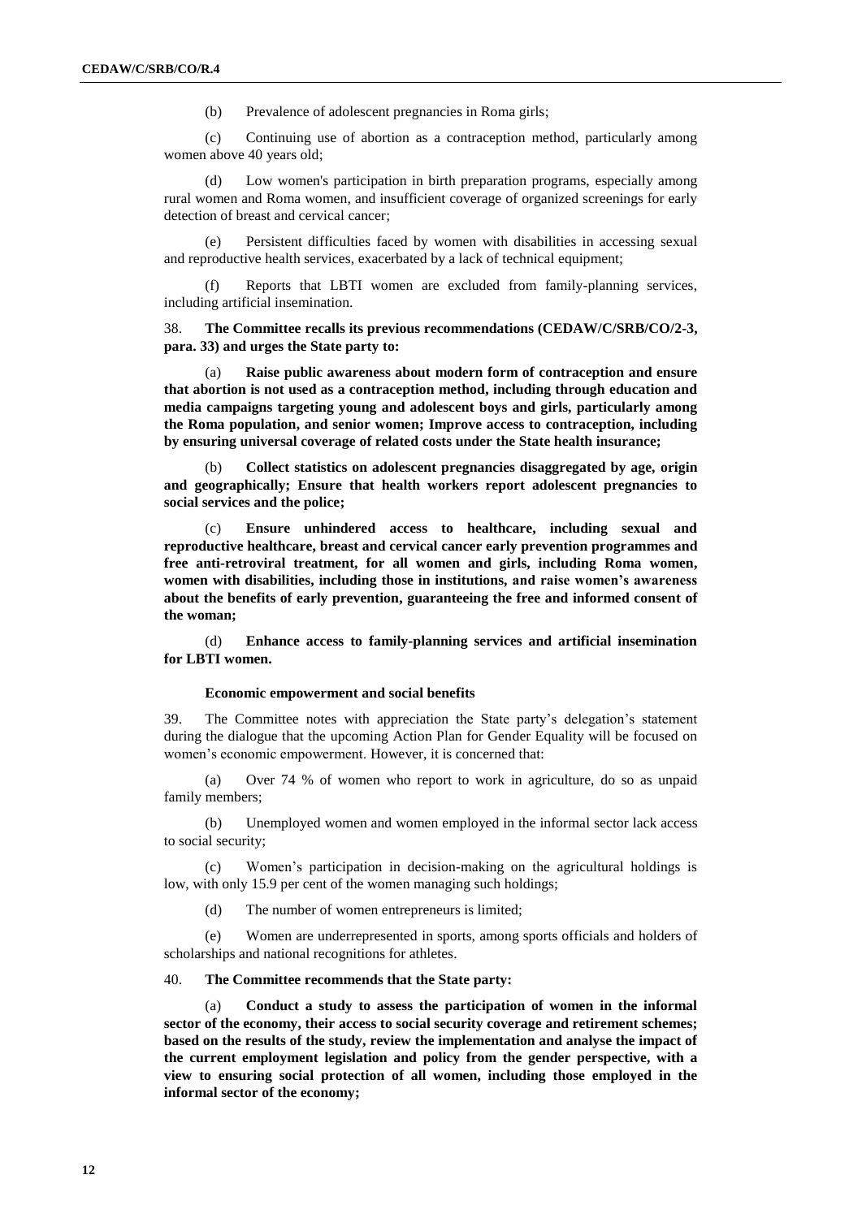(b) Prevalence of adolescent pregnancies in Roma girls;

(c) Continuing use of abortion as a contraception method, particularly among women above 40 years old;

(d) Low women's participation in birth preparation programs, especially among rural women and Roma women, and insufficient coverage of organized screenings for early detection of breast and cervical cancer;

(e) Persistent difficulties faced by women with disabilities in accessing sexual and reproductive health services, exacerbated by a lack of technical equipment;

(f) Reports that LBTI women are excluded from family-planning services, including artificial insemination.

38. **The Committee recalls its previous recommendations (CEDAW/C/SRB/CO/2-3, para. 33) and urges the State party to:**

(a) **Raise public awareness about modern form of contraception and ensure that abortion is not used as a contraception method, including through education and media campaigns targeting young and adolescent boys and girls, particularly among the Roma population, and senior women; Improve access to contraception, including by ensuring universal coverage of related costs under the State health insurance;**

(b) **Collect statistics on adolescent pregnancies disaggregated by age, origin and geographically; Ensure that health workers report adolescent pregnancies to social services and the police;**

(c) **Ensure unhindered access to healthcare, including sexual and reproductive healthcare, breast and cervical cancer early prevention programmes and free anti-retroviral treatment, for all women and girls, including Roma women, women with disabilities, including those in institutions, and raise women's awareness about the benefits of early prevention, guaranteeing the free and informed consent of the woman;**

(d) **Enhance access to family-planning services and artificial insemination for LBTI women.**

### Economic empowerment and social benefits

39. The Committee notes with appreciation the State party's delegation's statement during the dialogue that the upcoming Action Plan for Gender Equality will be focused on women's economic empowerment. However, it is concerned that:

(a) Over 74 % of women who report to work in agriculture, do so as unpaid family members;

(b) Unemployed women and women employed in the informal sector lack access to social security;

(c) Women's participation in decision-making on the agricultural holdings is low, with only 15.9 per cent of the women managing such holdings;

(d) The number of women entrepreneurs is limited;

(e) Women are underrepresented in sports, among sports officials and holders of scholarships and national recognitions for athletes.

40. **The Committee recommends that the State party:**

(a) **Conduct a study to assess the participation of women in the informal sector of the economy, their access to social security coverage and retirement schemes; based on the results of the study, review the implementation and analyse the impact of the current employment legislation and policy from the gender perspective, with a view to ensuring social protection of all women, including those employed in the informal sector of the economy;**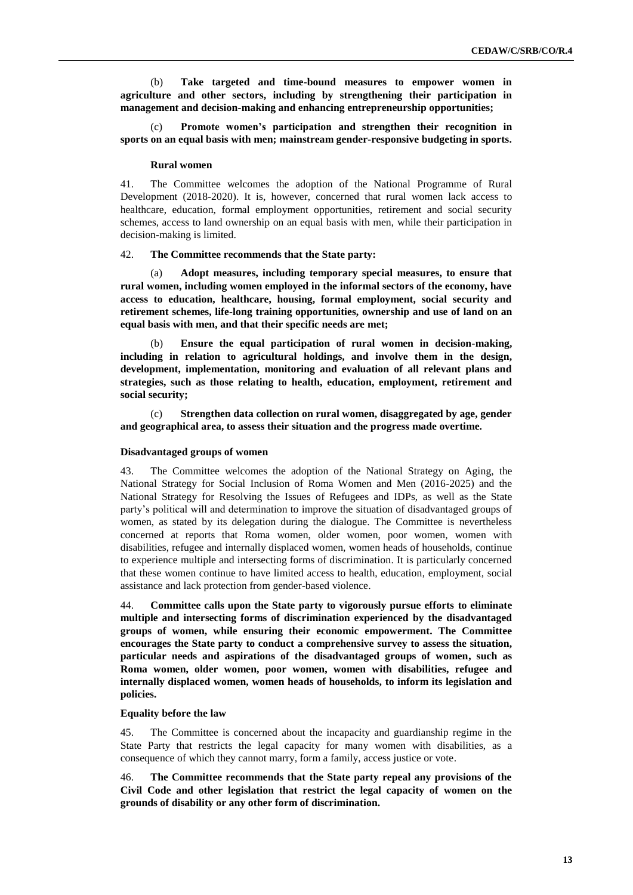(b) **Take targeted and time-bound measures to empower women in agriculture and other sectors, including by strengthening their participation in management and decision-making and enhancing entrepreneurship opportunities;**

(c) **Promote women's participation and strengthen their recognition in sports on an equal basis with men; mainstream gender-responsive budgeting in sports.**

### Rural women

41. The Committee welcomes the adoption of the National Programme of Rural Development (2018-2020). It is, however, concerned that rural women lack access to healthcare, education, formal employment opportunities, retirement and social security schemes, access to land ownership on an equal basis with men, while their participation in decision-making is limited.

42. **The Committee recommends that the State party:**

(a) **Adopt measures, including temporary special measures, to ensure that rural women, including women employed in the informal sectors of the economy, have access to education, healthcare, housing, formal employment, social security and retirement schemes, life-long training opportunities, ownership and use of land on an equal basis with men, and that their specific needs are met;**

(b) **Ensure the equal participation of rural women in decision-making, including in relation to agricultural holdings, and involve them in the design, development, implementation, monitoring and evaluation of all relevant plans and strategies, such as those relating to health, education, employment, retirement and social security;**

(c) **Strengthen data collection on rural women, disaggregated by age, gender and geographical area, to assess their situation and the progress made overtime.**

### Disadvantaged groups of women

43. The Committee welcomes the adoption of the National Strategy on Aging, the National Strategy for Social Inclusion of Roma Women and Men (2016-2025) and the National Strategy for Resolving the Issues of Refugees and IDPs, as well as the State party's political will and determination to improve the situation of disadvantaged groups of women, as stated by its delegation during the dialogue. The Committee is nevertheless concerned at reports that Roma women, older women, poor women, women with disabilities, refugee and internally displaced women, women heads of households, continue to experience multiple and intersecting forms of discrimination. It is particularly concerned that these women continue to have limited access to health, education, employment, social assistance and lack protection from gender-based violence.

44. **Committee calls upon the State party to vigorously pursue efforts to eliminate multiple and intersecting forms of discrimination experienced by the disadvantaged groups of women, while ensuring their economic empowerment. The Committee encourages the State party to conduct a comprehensive survey to assess the situation, particular needs and aspirations of the disadvantaged groups of women, such as Roma women, older women, poor women, women with disabilities, refugee and internally displaced women, women heads of households, to inform its legislation and policies.**

### Equality before the law

45. The Committee is concerned about the incapacity and guardianship regime in the State Party that restricts the legal capacity for many women with disabilities, as a consequence of which they cannot marry, form a family, access justice or vote.

46. **The Committee recommends that the State party repeal any provisions of the Civil Code and other legislation that restrict the legal capacity of women on the grounds of disability or any other form of discrimination.**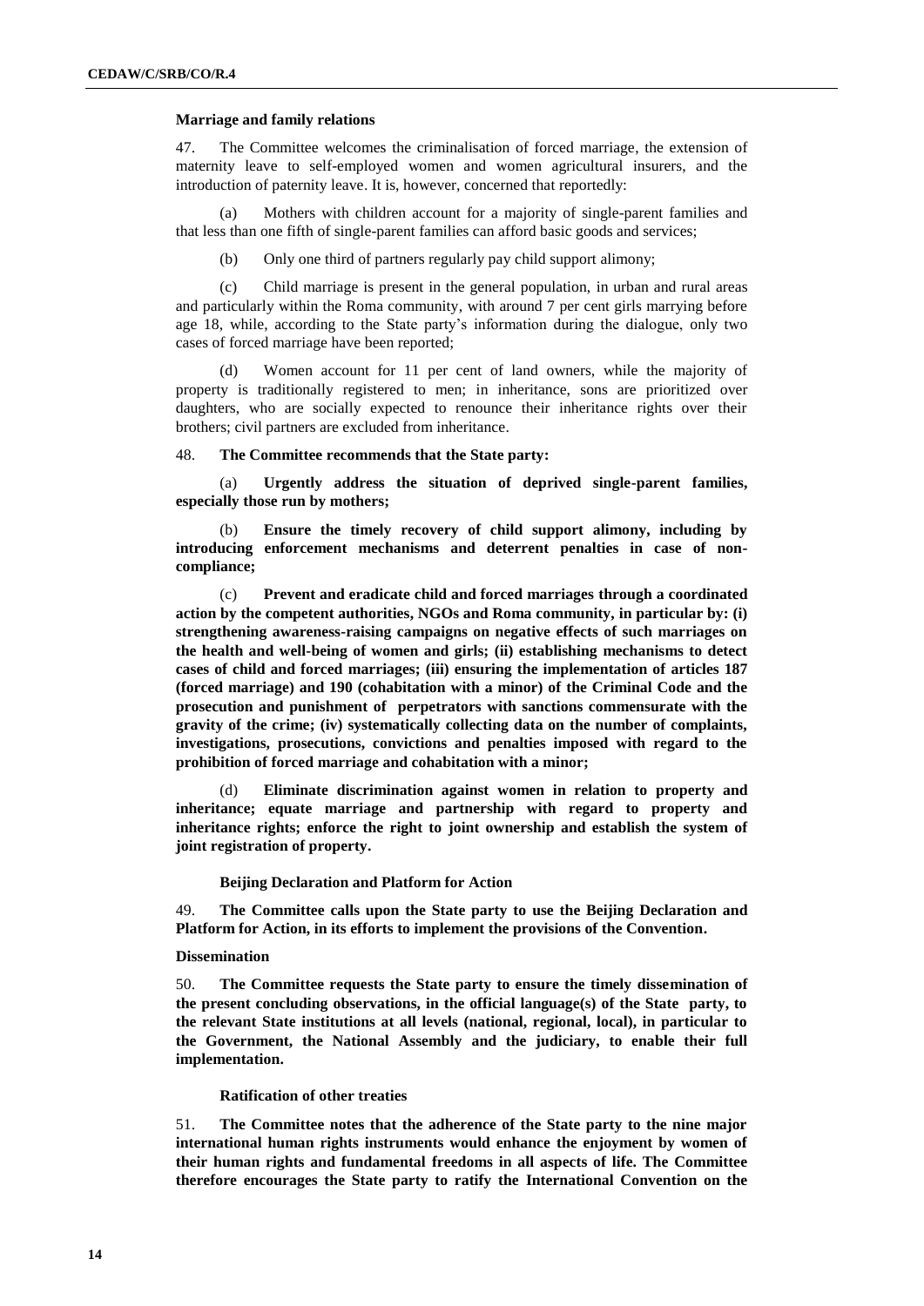**Marriage and family relations**

47. The Committee welcomes the criminalisation of forced marriage, the extension of maternity leave to self-employed women and women agricultural insurers, and the introduction of paternity leave. It is, however, concerned that reportedly:

(a) Mothers with children account for a majority of single-parent families and that less than one fifth of single-parent families can afford basic goods and services;

(b) Only one third of partners regularly pay child support alimony;

(c) Child marriage is present in the general population, in urban and rural areas and particularly within the Roma community, with around 7 per cent girls marrying before age 18, while, according to the State party's information during the dialogue, only two cases of forced marriage have been reported;

(d) Women account for 11 per cent of land owners, while the majority of property is traditionally registered to men; in inheritance, sons are prioritized over daughters, who are socially expected to renounce their inheritance rights over their brothers; civil partners are excluded from inheritance.

48. **The Committee recommends that the State party:**

(a) **Urgently address the situation of deprived single-parent families, especially those run by mothers;**

(b) **Ensure the timely recovery of child support alimony, including by introducing enforcement mechanisms and deterrent penalties in case of non-compliance;**

(c) **Prevent and eradicate child and forced marriages through a coordinated action by the competent authorities, NGOs and Roma community, in particular by: (i) strengthening awareness-raising campaigns on negative effects of such marriages on the health and well-being of women and girls; (ii) establishing mechanisms to detect cases of child and forced marriages; (iii) ensuring the implementation of articles 187 (forced marriage) and 190 (cohabitation with a minor) of the Criminal Code and the prosecution and punishment of perpetrators with sanctions commensurate with the gravity of the crime; (iv) systematically collecting data on the number of complaints, investigations, prosecutions, convictions and penalties imposed with regard to the prohibition of forced marriage and cohabitation with a minor;**

(d) **Eliminate discrimination against women in relation to property and inheritance; equate marriage and partnership with regard to property and inheritance rights; enforce the right to joint ownership and establish the system of joint registration of property.**

**Beijing Declaration and Platform for Action**

49. **The Committee calls upon the State party to use the Beijing Declaration and Platform for Action, in its efforts to implement the provisions of the Convention.**

**Dissemination**

50. **The Committee requests the State party to ensure the timely dissemination of the present concluding observations, in the official language(s) of the State party, to the relevant State institutions at all levels (national, regional, local), in particular to the Government, the National Assembly and the judiciary, to enable their full implementation.**

**Ratification of other treaties**

51. **The Committee notes that the adherence of the State party to the nine major international human rights instruments would enhance the enjoyment by women of their human rights and fundamental freedoms in all aspects of life. The Committee therefore encourages the State party to ratify the International Convention on the**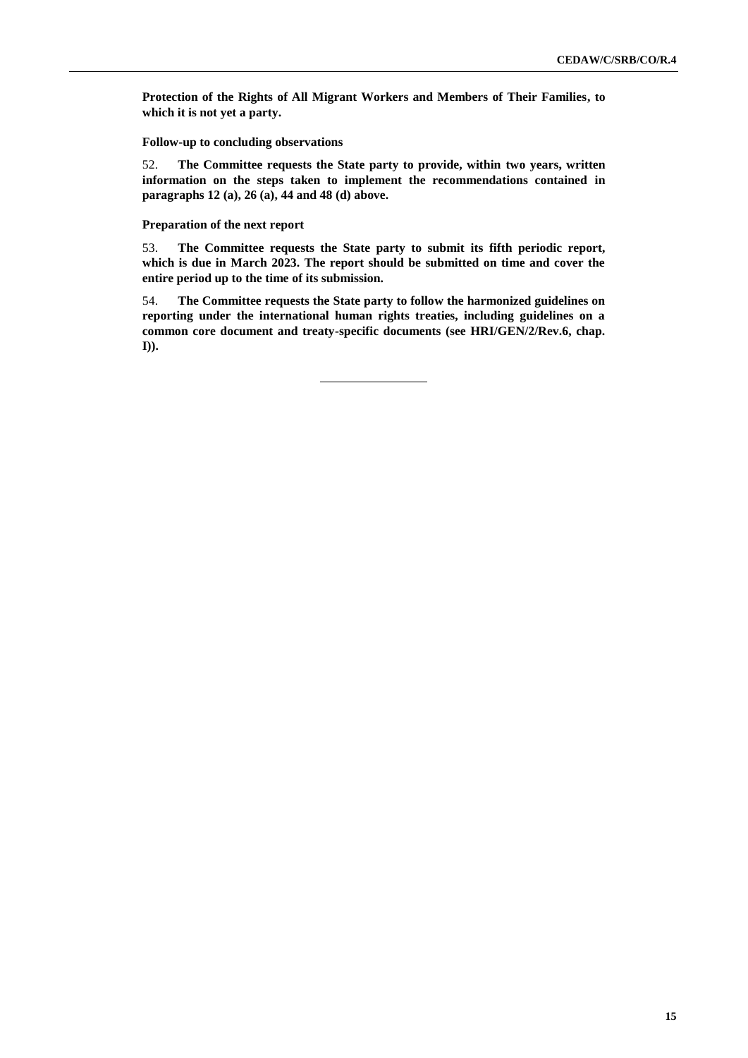**Protection of the Rights of All Migrant Workers and Members of Their Families, to which it is not yet a party.**

### Follow-up to concluding observations

52. **The Committee requests the State party to provide, within two years, written information on the steps taken to implement the recommendations contained in paragraphs 12 (a), 26 (a), 44 and 48 (d) above.**

### Preparation of the next report

53. **The Committee requests the State party to submit its fifth periodic report, which is due in March 2023. The report should be submitted on time and cover the entire period up to the time of its submission.**

54. **The Committee requests the State party to follow the harmonized guidelines on reporting under the international human rights treaties, including guidelines on a common core document and treaty-specific documents (see HRI/GEN/2/Rev.6, chap. I)).**